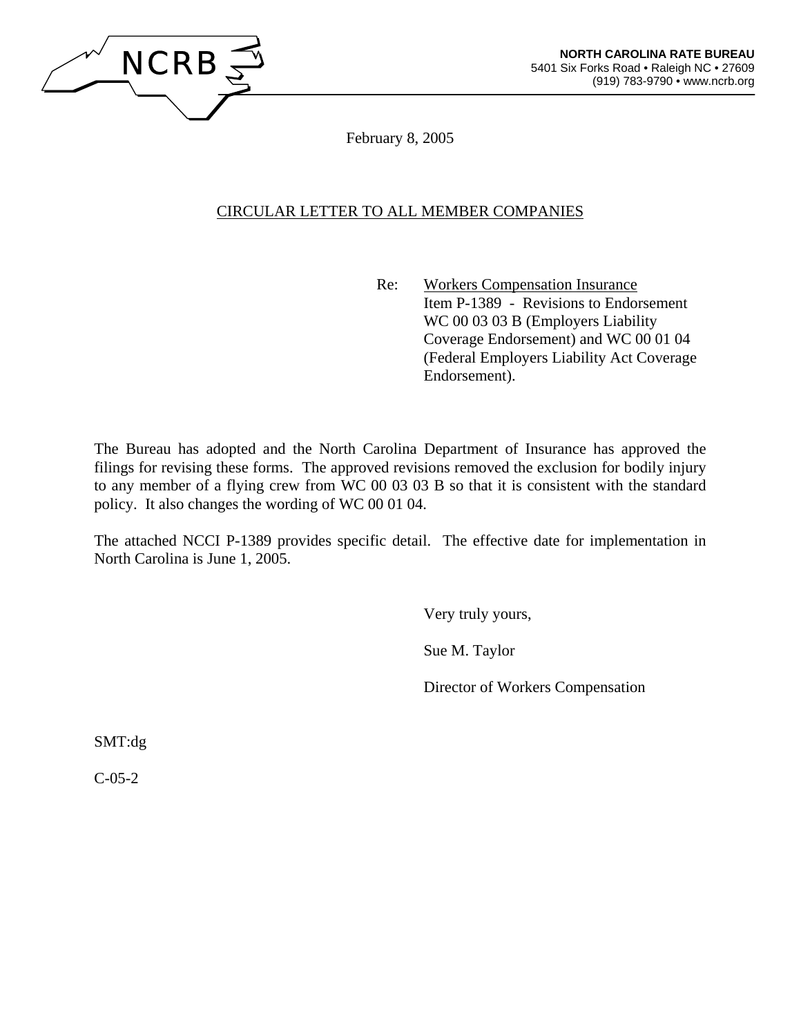**NCRB**

**NORTH CAROLINA RATE BUREAU**
5401 Six Forks Road • Raleigh NC • 27609
(919) 783-9790 • www.ncrb.org

February 8, 2005

CIRCULAR LETTER TO ALL MEMBER COMPANIES

Re: Workers Compensation Insurance
Item P-1389 - Revisions to Endorsement WC 00 03 03 B (Employers Liability Coverage Endorsement) and WC 00 01 04 (Federal Employers Liability Act Coverage Endorsement).

The Bureau has adopted and the North Carolina Department of Insurance has approved the filings for revising these forms. The approved revisions removed the exclusion for bodily injury to any member of a flying crew from WC 00 03 03 B so that it is consistent with the standard policy. It also changes the wording of WC 00 01 04.

The attached NCCI P-1389 provides specific detail. The effective date for implementation in North Carolina is June 1, 2005.

Very truly yours,

Sue M. Taylor

Director of Workers Compensation

SMT:dg

C-05-2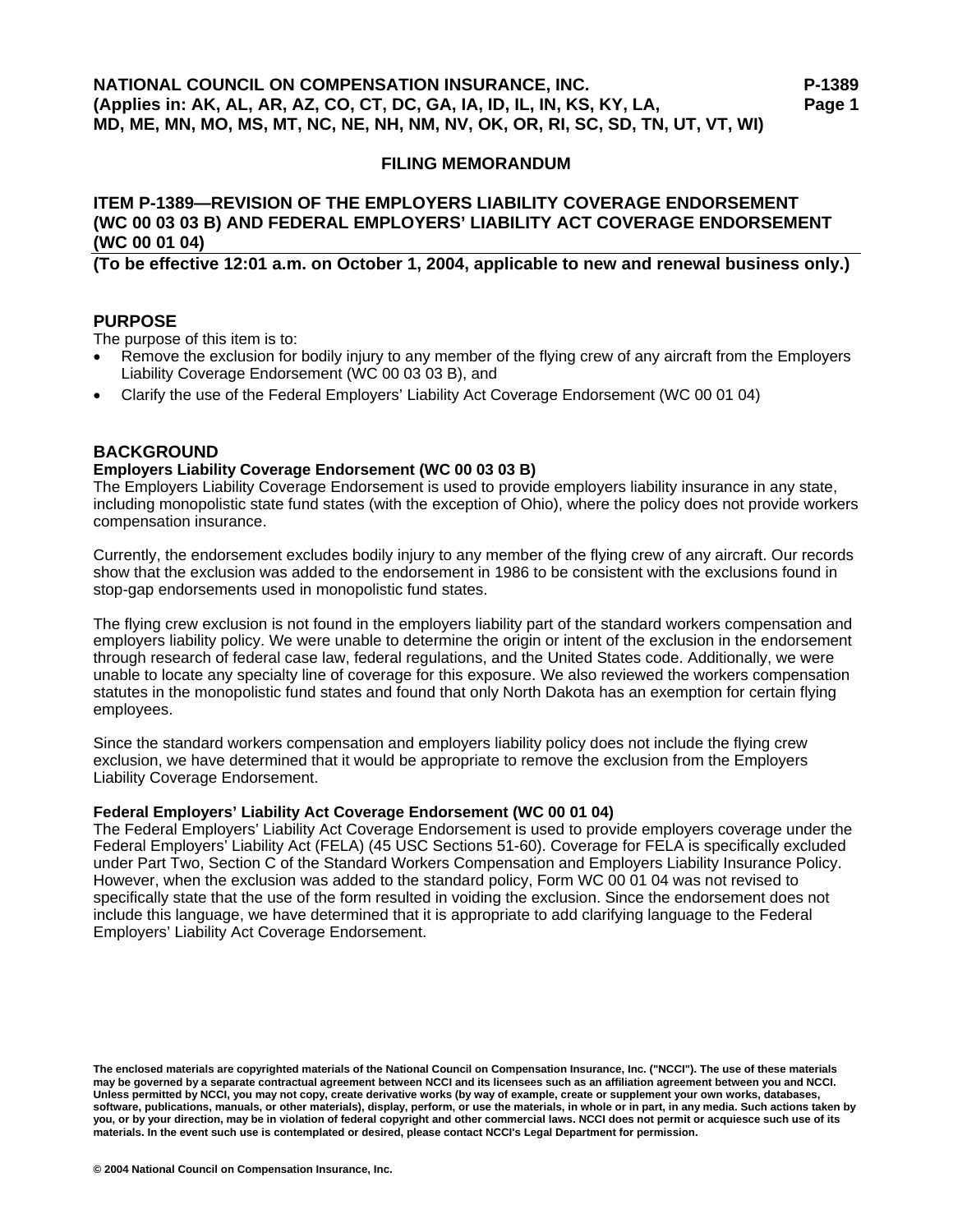**NATIONAL COUNCIL ON COMPENSATION INSURANCE, INC.**
**(Applies in: AK, AL, AR, AZ, CO, CT, DC, GA, IA, ID, IL, IN, KS, KY, LA, MD, ME, MN, MO, MS, MT, NC, NE, NH, NM, NV, OK, OR, RI, SC, SD, TN, UT, VT, WI)**

## FILING MEMORANDUM

## ITEM P-1389—REVISION OF THE EMPLOYERS LIABILITY COVERAGE ENDORSEMENT (WC 00 03 03 B) AND FEDERAL EMPLOYERS' LIABILITY ACT COVERAGE ENDORSEMENT (WC 00 01 04)

**(To be effective 12:01 a.m. on October 1, 2004, applicable to new and renewal business only.)**

### PURPOSE

The purpose of this item is to:

- Remove the exclusion for bodily injury to any member of the flying crew of any aircraft from the Employers Liability Coverage Endorsement (WC 00 03 03 B), and
- Clarify the use of the Federal Employers' Liability Act Coverage Endorsement (WC 00 01 04)

### BACKGROUND

**Employers Liability Coverage Endorsement (WC 00 03 03 B)**

The Employers Liability Coverage Endorsement is used to provide employers liability insurance in any state, including monopolistic state fund states (with the exception of Ohio), where the policy does not provide workers compensation insurance.

Currently, the endorsement excludes bodily injury to any member of the flying crew of any aircraft. Our records show that the exclusion was added to the endorsement in 1986 to be consistent with the exclusions found in stop-gap endorsements used in monopolistic fund states.

The flying crew exclusion is not found in the employers liability part of the standard workers compensation and employers liability policy. We were unable to determine the origin or intent of the exclusion in the endorsement through research of federal case law, federal regulations, and the United States code. Additionally, we were unable to locate any specialty line of coverage for this exposure. We also reviewed the workers compensation statutes in the monopolistic fund states and found that only North Dakota has an exemption for certain flying employees.

Since the standard workers compensation and employers liability policy does not include the flying crew exclusion, we have determined that it would be appropriate to remove the exclusion from the Employers Liability Coverage Endorsement.

**Federal Employers' Liability Act Coverage Endorsement (WC 00 01 04)**

The Federal Employers' Liability Act Coverage Endorsement is used to provide employers coverage under the Federal Employers' Liability Act (FELA) (45 USC Sections 51-60). Coverage for FELA is specifically excluded under Part Two, Section C of the Standard Workers Compensation and Employers Liability Insurance Policy. However, when the exclusion was added to the standard policy, Form WC 00 01 04 was not revised to specifically state that the use of the form resulted in voiding the exclusion. Since the endorsement does not include this language, we have determined that it is appropriate to add clarifying language to the Federal Employers' Liability Act Coverage Endorsement.

**The enclosed materials are copyrighted materials of the National Council on Compensation Insurance, Inc. ("NCCI"). The use of these materials may be governed by a separate contractual agreement between NCCI and its licensees such as an affiliation agreement between you and NCCI. Unless permitted by NCCI, you may not copy, create derivative works (by way of example, create or supplement your own works, databases, software, publications, manuals, or other materials), display, perform, or use the materials, in whole or in part, in any media. Such actions taken by you, or by your direction, may be in violation of federal copyright and other commercial laws. NCCI does not permit or acquiesce such use of its materials. In the event such use is contemplated or desired, please contact NCCI's Legal Department for permission.**

**© 2004 National Council on Compensation Insurance, Inc.**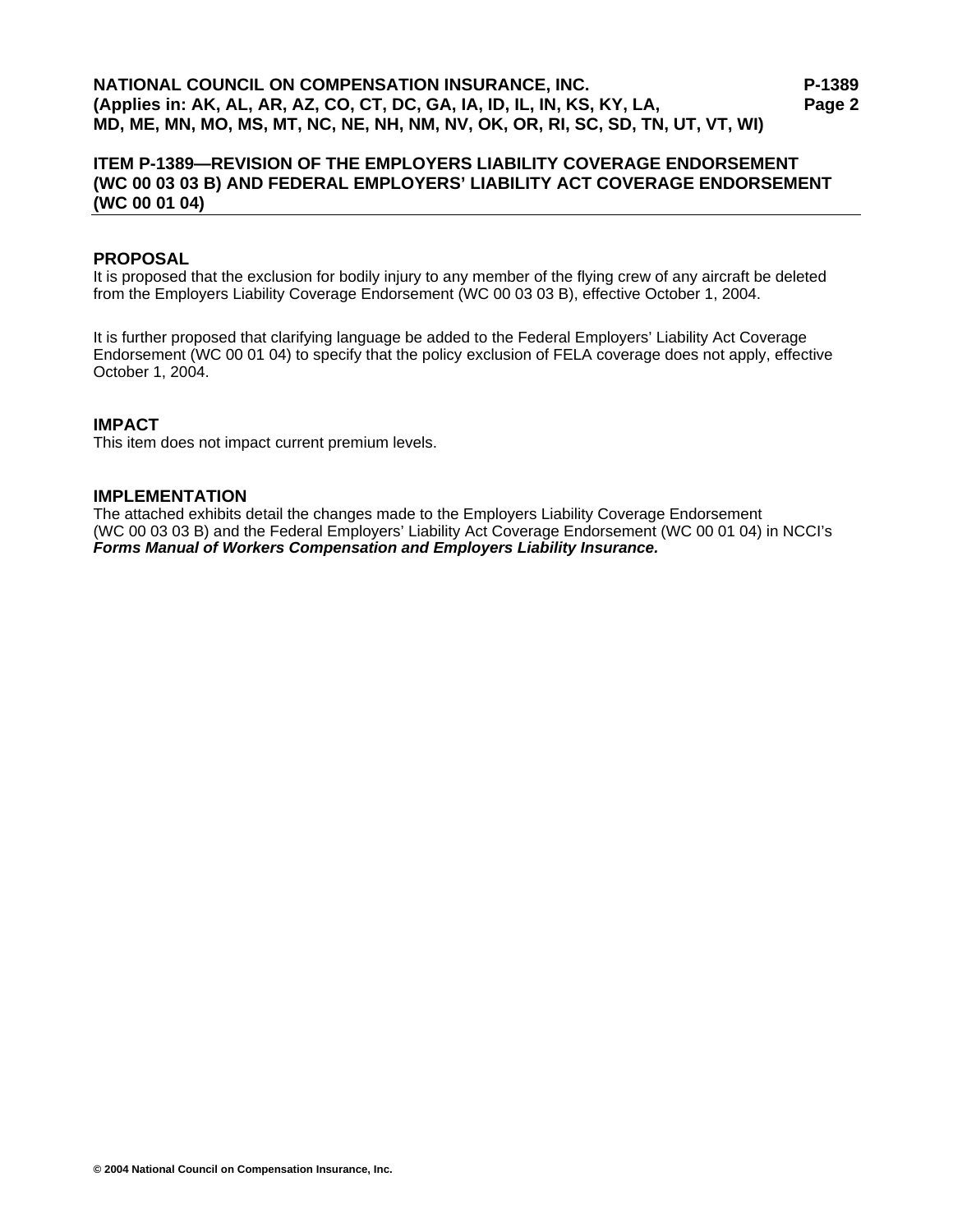## ITEM P-1389—REVISION OF THE EMPLOYERS LIABILITY COVERAGE ENDORSEMENT (WC 00 03 03 B) AND FEDERAL EMPLOYERS' LIABILITY ACT COVERAGE ENDORSEMENT (WC 00 01 04)

### PROPOSAL

It is proposed that the exclusion for bodily injury to any member of the flying crew of any aircraft be deleted from the Employers Liability Coverage Endorsement (WC 00 03 03 B), effective October 1, 2004.

It is further proposed that clarifying language be added to the Federal Employers' Liability Act Coverage Endorsement (WC 00 01 04) to specify that the policy exclusion of FELA coverage does not apply, effective October 1, 2004.

### IMPACT

This item does not impact current premium levels.

### IMPLEMENTATION

The attached exhibits detail the changes made to the Employers Liability Coverage Endorsement (WC 00 03 03 B) and the Federal Employers' Liability Act Coverage Endorsement (WC 00 01 04) in NCCI's ***Forms Manual of Workers Compensation and Employers Liability Insurance.***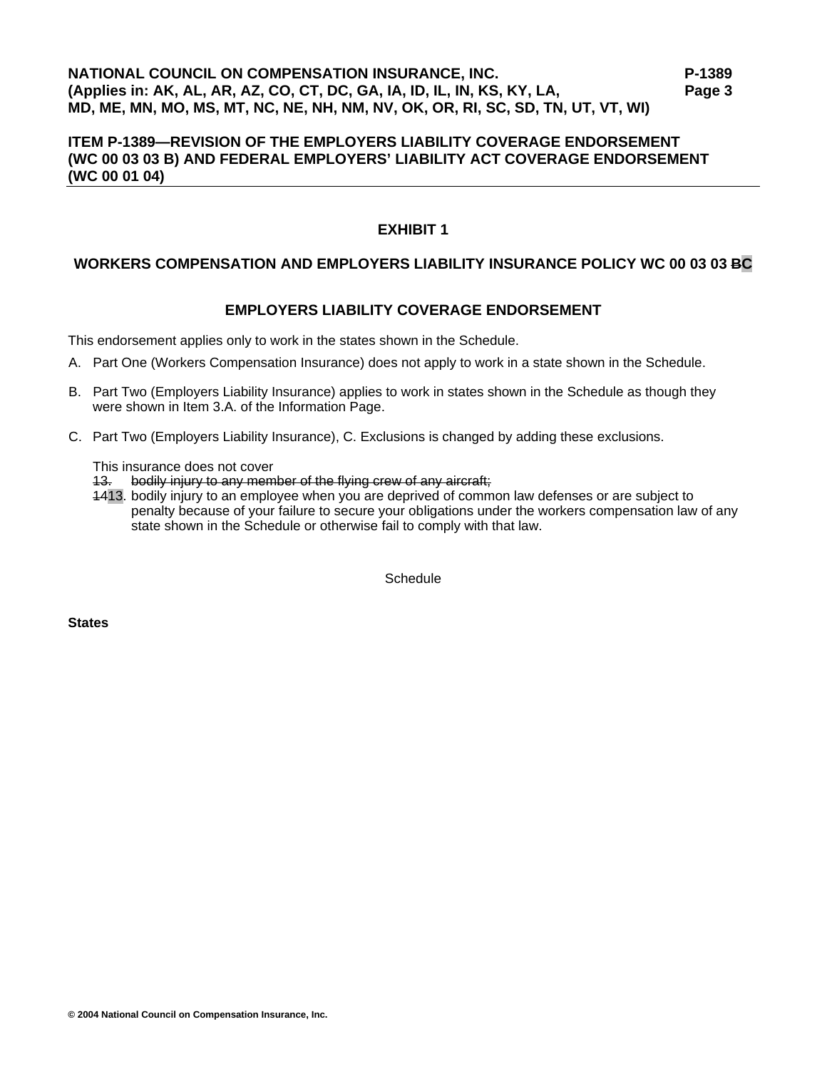**ITEM P-1389—REVISION OF THE EMPLOYERS LIABILITY COVERAGE ENDORSEMENT (WC 00 03 03 B) AND FEDERAL EMPLOYERS' LIABILITY ACT COVERAGE ENDORSEMENT (WC 00 01 04)**

## EXHIBIT 1

## WORKERS COMPENSATION AND EMPLOYERS LIABILITY INSURANCE POLICY WC 00 03 03 ~~B~~C

### EMPLOYERS LIABILITY COVERAGE ENDORSEMENT

This endorsement applies only to work in the states shown in the Schedule.

A. Part One (Workers Compensation Insurance) does not apply to work in a state shown in the Schedule.

B. Part Two (Employers Liability Insurance) applies to work in states shown in the Schedule as though they were shown in Item 3.A. of the Information Page.

C. Part Two (Employers Liability Insurance), C. Exclusions is changed by adding these exclusions.

This insurance does not cover

~~13. bodily injury to any member of the flying crew of any aircraft;~~

~~14~~13. bodily injury to an employee when you are deprived of common law defenses or are subject to penalty because of your failure to secure your obligations under the workers compensation law of any state shown in the Schedule or otherwise fail to comply with that law.

Schedule

**States**

**© 2004 National Council on Compensation Insurance, Inc.**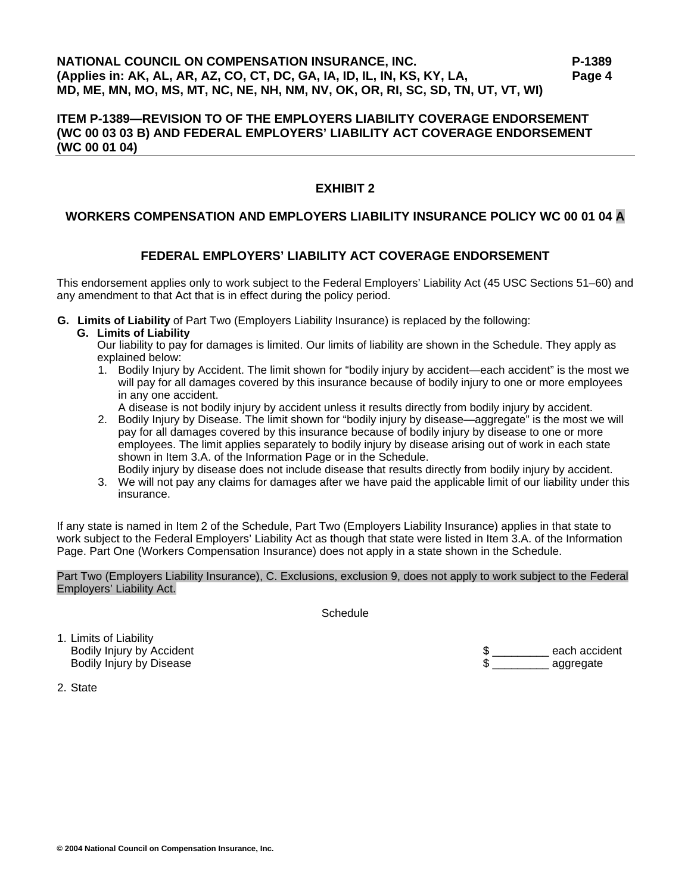**ITEM P-1389—REVISION TO OF THE EMPLOYERS LIABILITY COVERAGE ENDORSEMENT (WC 00 03 03 B) AND FEDERAL EMPLOYERS' LIABILITY ACT COVERAGE ENDORSEMENT (WC 00 01 04)**

## EXHIBIT 2

## WORKERS COMPENSATION AND EMPLOYERS LIABILITY INSURANCE POLICY WC 00 01 04 A

### FEDERAL EMPLOYERS' LIABILITY ACT COVERAGE ENDORSEMENT

This endorsement applies only to work subject to the Federal Employers' Liability Act (45 USC Sections 51–60) and any amendment to that Act that is in effect during the policy period.

**G. Limits of Liability** of Part Two (Employers Liability Insurance) is replaced by the following:

**G. Limits of Liability**

Our liability to pay for damages is limited. Our limits of liability are shown in the Schedule. They apply as explained below:

1. Bodily Injury by Accident. The limit shown for "bodily injury by accident—each accident" is the most we will pay for all damages covered by this insurance because of bodily injury to one or more employees in any one accident.
   A disease is not bodily injury by accident unless it results directly from bodily injury by accident.
2. Bodily Injury by Disease. The limit shown for "bodily injury by disease—aggregate" is the most we will pay for all damages covered by this insurance because of bodily injury by disease to one or more employees. The limit applies separately to bodily injury by disease arising out of work in each state shown in Item 3.A. of the Information Page or in the Schedule.
   Bodily injury by disease does not include disease that results directly from bodily injury by accident.
3. We will not pay any claims for damages after we have paid the applicable limit of our liability under this insurance.

If any state is named in Item 2 of the Schedule, Part Two (Employers Liability Insurance) applies in that state to work subject to the Federal Employers' Liability Act as though that state were listed in Item 3.A. of the Information Page. Part One (Workers Compensation Insurance) does not apply in a state shown in the Schedule.

Part Two (Employers Liability Insurance), C. Exclusions, exclusion 9, does not apply to work subject to the Federal Employers' Liability Act.

Schedule

1. Limits of Liability
   Bodily Injury by Accident $ _________ each accident
   Bodily Injury by Disease $ _________ aggregate

2. State

© 2004 National Council on Compensation Insurance, Inc.